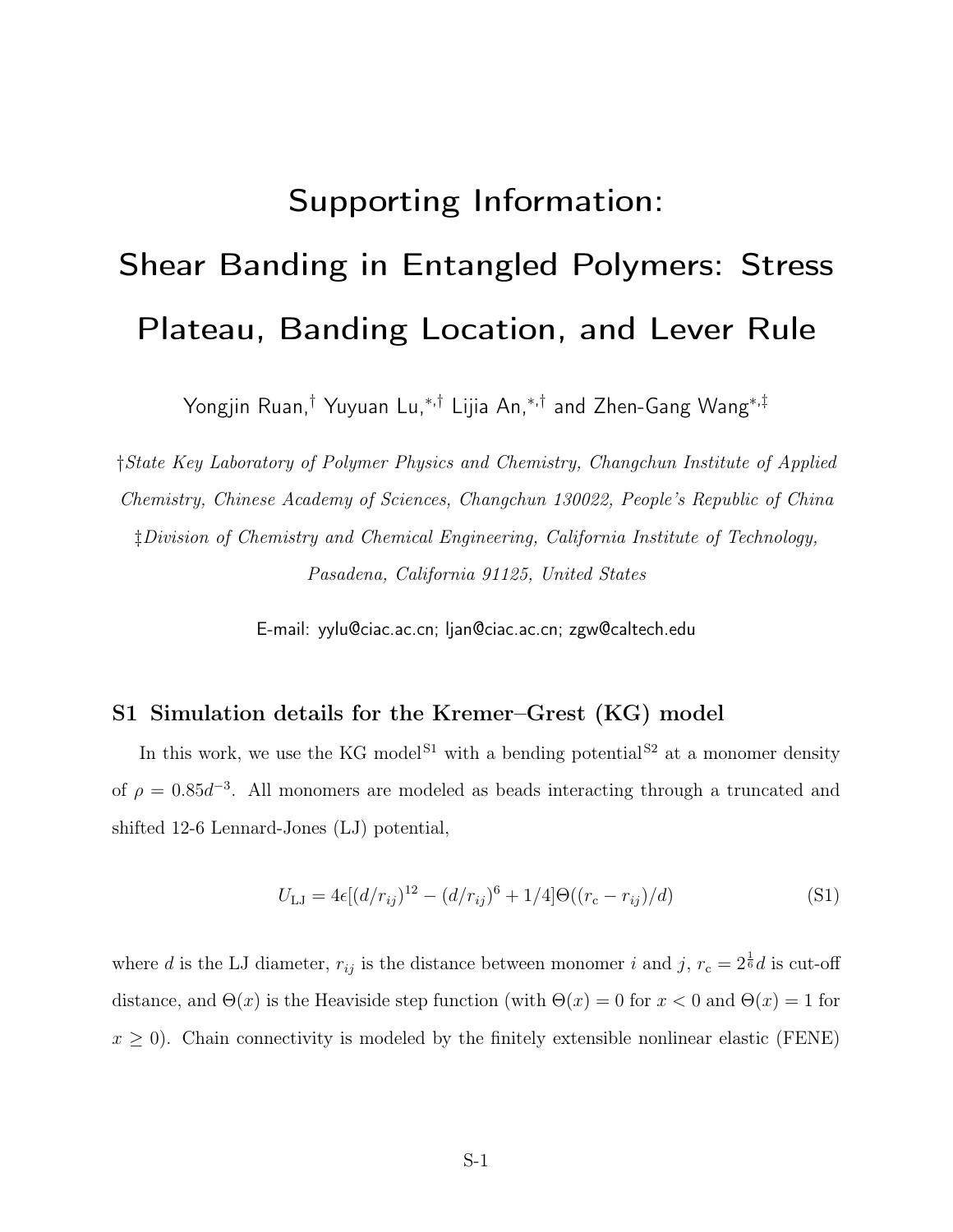# Supporting Information: Shear Banding in Entangled Polymers: Stress Plateau, Banding Location, and Lever Rule

Yongjin Ruan,[†] Yuyuan Lu,[*,†] Lijia An,[*,†] and Zhen-Gang Wang[*,‡]

[†]*State Key Laboratory of Polymer Physics and Chemistry, Changchun Institute of Applied Chemistry, Chinese Academy of Sciences, Changchun 130022, People's Republic of China*

[‡]*Division of Chemistry and Chemical Engineering, California Institute of Technology, Pasadena, California 91125, United States*

E-mail: yylu@ciac.ac.cn; ljan@ciac.ac.cn; zgw@caltech.edu

## S1 Simulation details for the Kremer–Grest (KG) model

In this work, we use the KG model[S1] with a bending potential[S2] at a monomer density of $\rho = 0.85d^{-3}$. All monomers are modeled as beads interacting through a truncated and shifted 12-6 Lennard-Jones (LJ) potential,

$$U_{\rm LJ} = 4\epsilon[(d/r_{ij})^{12} - (d/r_{ij})^{6} + 1/4]\Theta((r_{\rm c} - r_{ij})/d) \tag{S1}$$

where $d$ is the LJ diameter, $r_{ij}$ is the distance between monomer $i$ and $j$, $r_{\rm c} = 2^{\frac{1}{6}}d$ is cut-off distance, and $\Theta(x)$ is the Heaviside step function (with $\Theta(x) = 0$ for $x < 0$ and $\Theta(x) = 1$ for $x \geq 0$). Chain connectivity is modeled by the finitely extensible nonlinear elastic (FENE)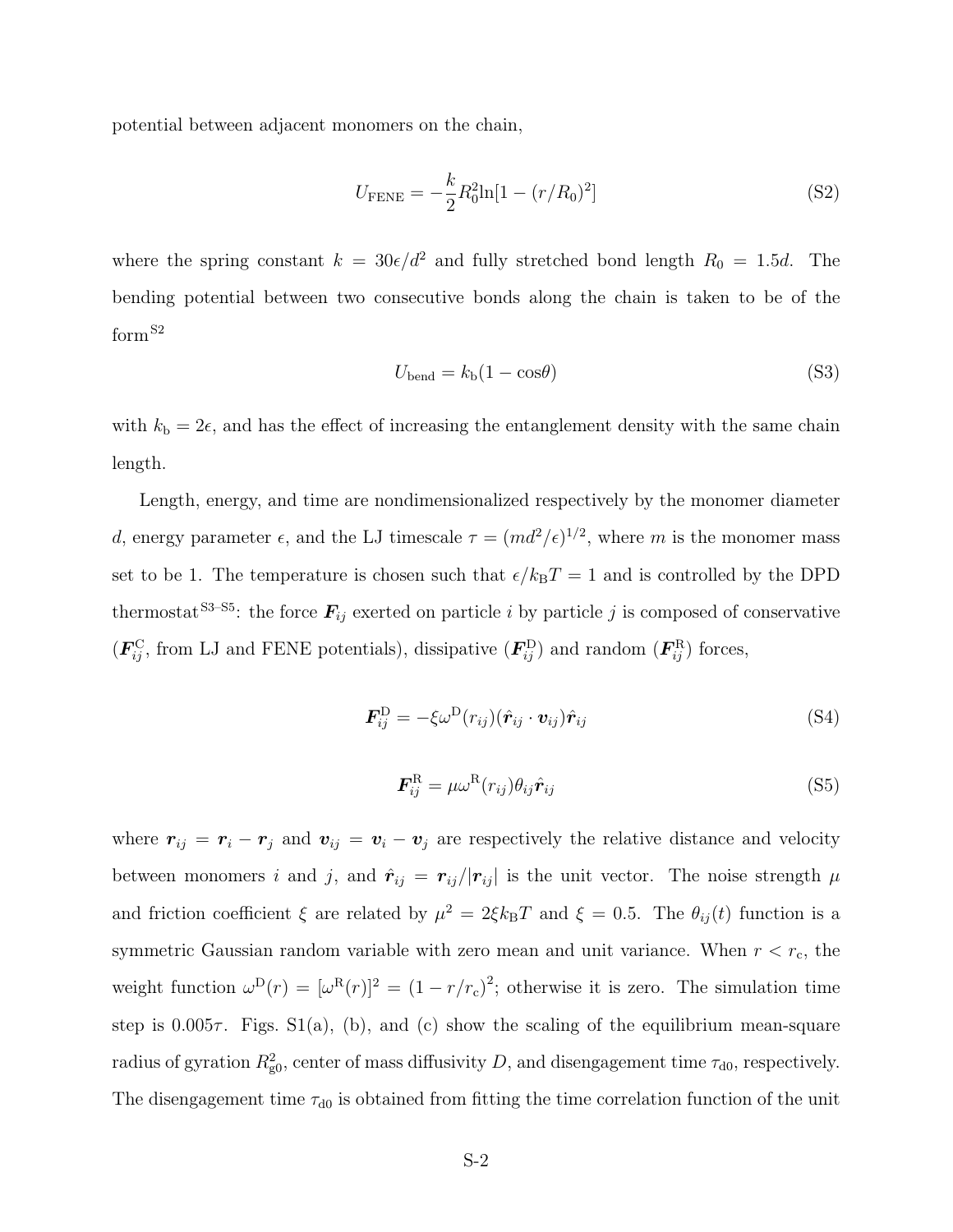potential between adjacent monomers on the chain,

$$U_{\mathrm{FENE}} = -\frac{k}{2}R_0^2\ln[1-(r/R_0)^2] \tag{S2}$$

where the spring constant $k = 30\epsilon/d^2$ and fully stretched bond length $R_0 = 1.5d$. The bending potential between two consecutive bonds along the chain is taken to be of the form[S2]

$$U_{\mathrm{bend}} = k_{\mathrm{b}}(1-\cos\theta) \tag{S3}$$

with $k_{\mathrm{b}} = 2\epsilon$, and has the effect of increasing the entanglement density with the same chain length.

Length, energy, and time are nondimensionalized respectively by the monomer diameter $d$, energy parameter $\epsilon$, and the LJ timescale $\tau = (md^2/\epsilon)^{1/2}$, where $m$ is the monomer mass set to be 1. The temperature is chosen such that $\epsilon/k_{\mathrm{B}}T = 1$ and is controlled by the DPD thermostat[S3–S5]: the force $\boldsymbol{F}_{ij}$ exerted on particle $i$ by particle $j$ is composed of conservative ($\boldsymbol{F}_{ij}^{\mathrm{C}}$, from LJ and FENE potentials), dissipative ($\boldsymbol{F}_{ij}^{\mathrm{D}}$) and random ($\boldsymbol{F}_{ij}^{\mathrm{R}}$) forces,

$$\boldsymbol{F}_{ij}^{\mathrm{D}} = -\xi\omega^{\mathrm{D}}(r_{ij})(\hat{\boldsymbol{r}}_{ij}\cdot\boldsymbol{v}_{ij})\hat{\boldsymbol{r}}_{ij} \tag{S4}$$

$$\boldsymbol{F}_{ij}^{\mathrm{R}} = \mu\omega^{\mathrm{R}}(r_{ij})\theta_{ij}\hat{\boldsymbol{r}}_{ij} \tag{S5}$$

where $\boldsymbol{r}_{ij} = \boldsymbol{r}_i - \boldsymbol{r}_j$ and $\boldsymbol{v}_{ij} = \boldsymbol{v}_i - \boldsymbol{v}_j$ are respectively the relative distance and velocity between monomers $i$ and $j$, and $\hat{\boldsymbol{r}}_{ij} = \boldsymbol{r}_{ij}/|\boldsymbol{r}_{ij}|$ is the unit vector. The noise strength $\mu$ and friction coefficient $\xi$ are related by $\mu^2 = 2\xi k_{\mathrm{B}}T$ and $\xi = 0.5$. The $\theta_{ij}(t)$ function is a symmetric Gaussian random variable with zero mean and unit variance. When $r < r_{\mathrm{c}}$, the weight function $\omega^{\mathrm{D}}(r) = [\omega^{\mathrm{R}}(r)]^2 = (1 - r/r_{\mathrm{c}})^2$; otherwise it is zero. The simulation time step is $0.005\tau$. Figs. S1(a), (b), and (c) show the scaling of the equilibrium mean-square radius of gyration $R_{\mathrm{g0}}^2$, center of mass diffusivity $D$, and disengagement time $\tau_{\mathrm{d0}}$, respectively. The disengagement time $\tau_{\mathrm{d0}}$ is obtained from fitting the time correlation function of the unit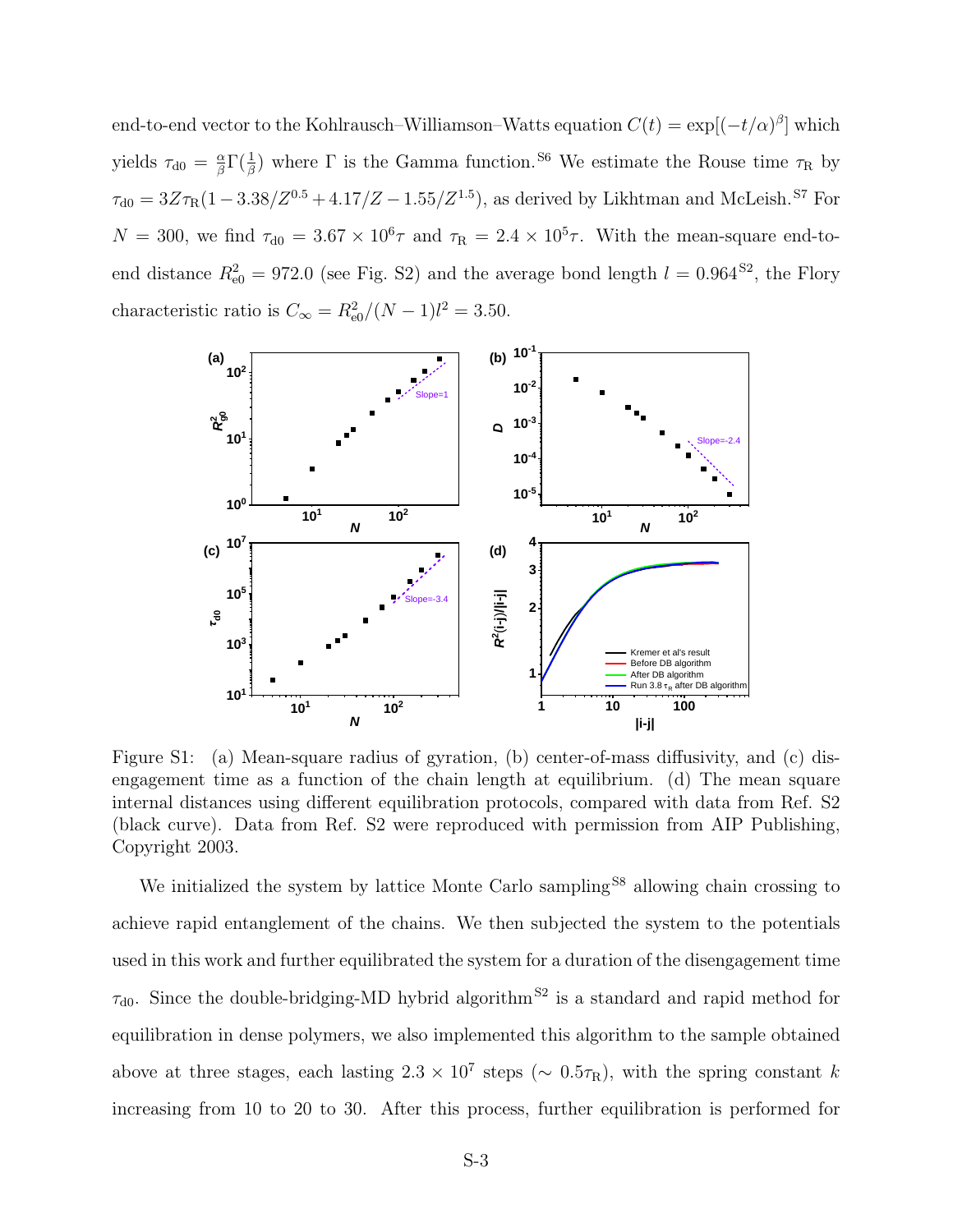end-to-end vector to the Kohlrausch–Williamson–Watts equation $C(t) = \exp[(-t/\alpha)^{\beta}]$ which yields $\tau_{\rm d0} = \frac{\alpha}{\beta}\Gamma(\frac{1}{\beta})$ where $\Gamma$ is the Gamma function.[S6] We estimate the Rouse time $\tau_{\rm R}$ by $\tau_{\rm d0} = 3Z\tau_{\rm R}(1 - 3.38/Z^{0.5} + 4.17/Z - 1.55/Z^{1.5})$, as derived by Likhtman and McLeish.[S7] For $N = 300$, we find $\tau_{\rm d0} = 3.67 \times 10^{6}\tau$ and $\tau_{\rm R} = 2.4 \times 10^{5}\tau$. With the mean-square end-to-end distance $R_{\rm e0}^2 = 972.0$ (see Fig. S2) and the average bond length $l = 0.964$[S2], the Flory characteristic ratio is $C_\infty = R_{\rm e0}^2/(N-1)l^2 = 3.50$.

Figure S1: (a) Mean-square radius of gyration, (b) center-of-mass diffusivity, and (c) disengagement time as a function of the chain length at equilibrium. (d) The mean square internal distances using different equilibration protocols, compared with data from Ref. S2 (black curve). Data from Ref. S2 were reproduced with permission from AIP Publishing, Copyright 2003.

We initialized the system by lattice Monte Carlo sampling[S8] allowing chain crossing to achieve rapid entanglement of the chains. We then subjected the system to the potentials used in this work and further equilibrated the system for a duration of the disengagement time $\tau_{\rm d0}$. Since the double-bridging-MD hybrid algorithm[S2] is a standard and rapid method for equilibration in dense polymers, we also implemented this algorithm to the sample obtained above at three stages, each lasting $2.3 \times 10^{7}$ steps ($\sim 0.5\tau_{\rm R}$), with the spring constant $k$ increasing from 10 to 20 to 30. After this process, further equilibration is performed for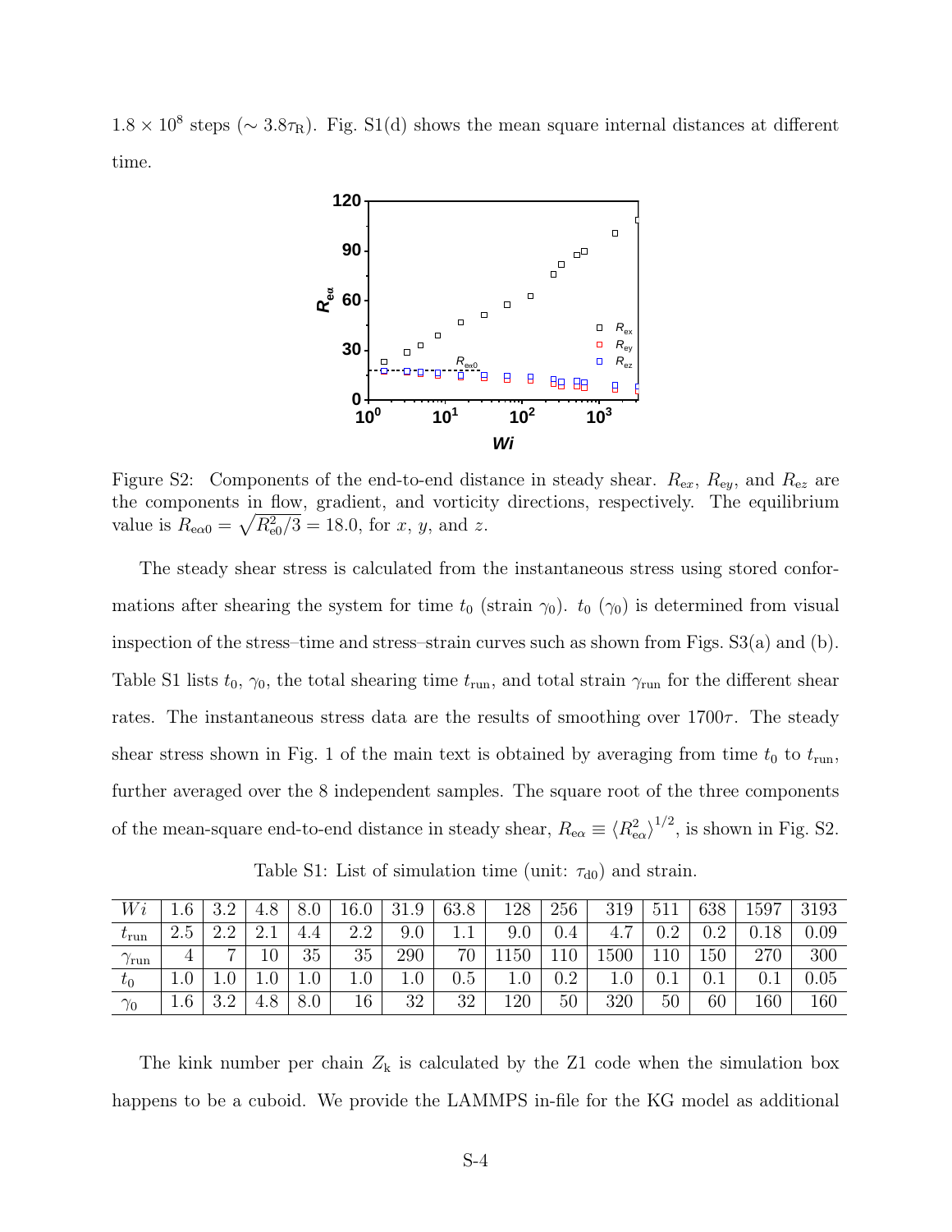$1.8 \times 10^8$ steps ($\sim 3.8\tau_\mathrm{R}$). Fig. S1(d) shows the mean square internal distances at different time.

Figure S2: Components of the end-to-end distance in steady shear. $R_{\mathrm{e}x}$, $R_{\mathrm{e}y}$, and $R_{\mathrm{e}z}$ are the components in flow, gradient, and vorticity directions, respectively. The equilibrium value is $R_{\mathrm{e}\alpha 0} = \sqrt{R_{\mathrm{e}0}^2/3} = 18.0$, for $x$, $y$, and $z$.

The steady shear stress is calculated from the instantaneous stress using stored conformations after shearing the system for time $t_0$ (strain $\gamma_0$). $t_0$ ($\gamma_0$) is determined from visual inspection of the stress–time and stress–strain curves such as shown from Figs. S3(a) and (b). Table S1 lists $t_0$, $\gamma_0$, the total shearing time $t_\mathrm{run}$, and total strain $\gamma_\mathrm{run}$ for the different shear rates. The instantaneous stress data are the results of smoothing over $1700\tau$. The steady shear stress shown in Fig. 1 of the main text is obtained by averaging from time $t_0$ to $t_\mathrm{run}$, further averaged over the 8 independent samples. The square root of the three components of the mean-square end-to-end distance in steady shear, $R_{\mathrm{e}\alpha} \equiv \langle R_{\mathrm{e}\alpha}^2 \rangle^{1/2}$, is shown in Fig. S2.

Table S1: List of simulation time (unit: $\tau_{\mathrm{d}0}$) and strain.

| $Wi$ | 1.6 | 3.2 | 4.8 | 8.0 | 16.0 | 31.9 | 63.8 | 128 | 256 | 319 | 511 | 638 | 1597 | 3193 |
|---|---|---|---|---|---|---|---|---|---|---|---|---|---|---|
| $t_\mathrm{run}$ | 2.5 | 2.2 | 2.1 | 4.4 | 2.2 | 9.0 | 1.1 | 9.0 | 0.4 | 4.7 | 0.2 | 0.2 | 0.18 | 0.09 |
| $\gamma_\mathrm{run}$ | 4 | 7 | 10 | 35 | 35 | 290 | 70 | 1150 | 110 | 1500 | 110 | 150 | 270 | 300 |
| $t_0$ | 1.0 | 1.0 | 1.0 | 1.0 | 1.0 | 1.0 | 0.5 | 1.0 | 0.2 | 1.0 | 0.1 | 0.1 | 0.1 | 0.05 |
| $\gamma_0$ | 1.6 | 3.2 | 4.8 | 8.0 | 16 | 32 | 32 | 120 | 50 | 320 | 50 | 60 | 160 | 160 |

The kink number per chain $Z_\mathrm{k}$ is calculated by the Z1 code when the simulation box happens to be a cuboid. We provide the LAMMPS in-file for the KG model as additional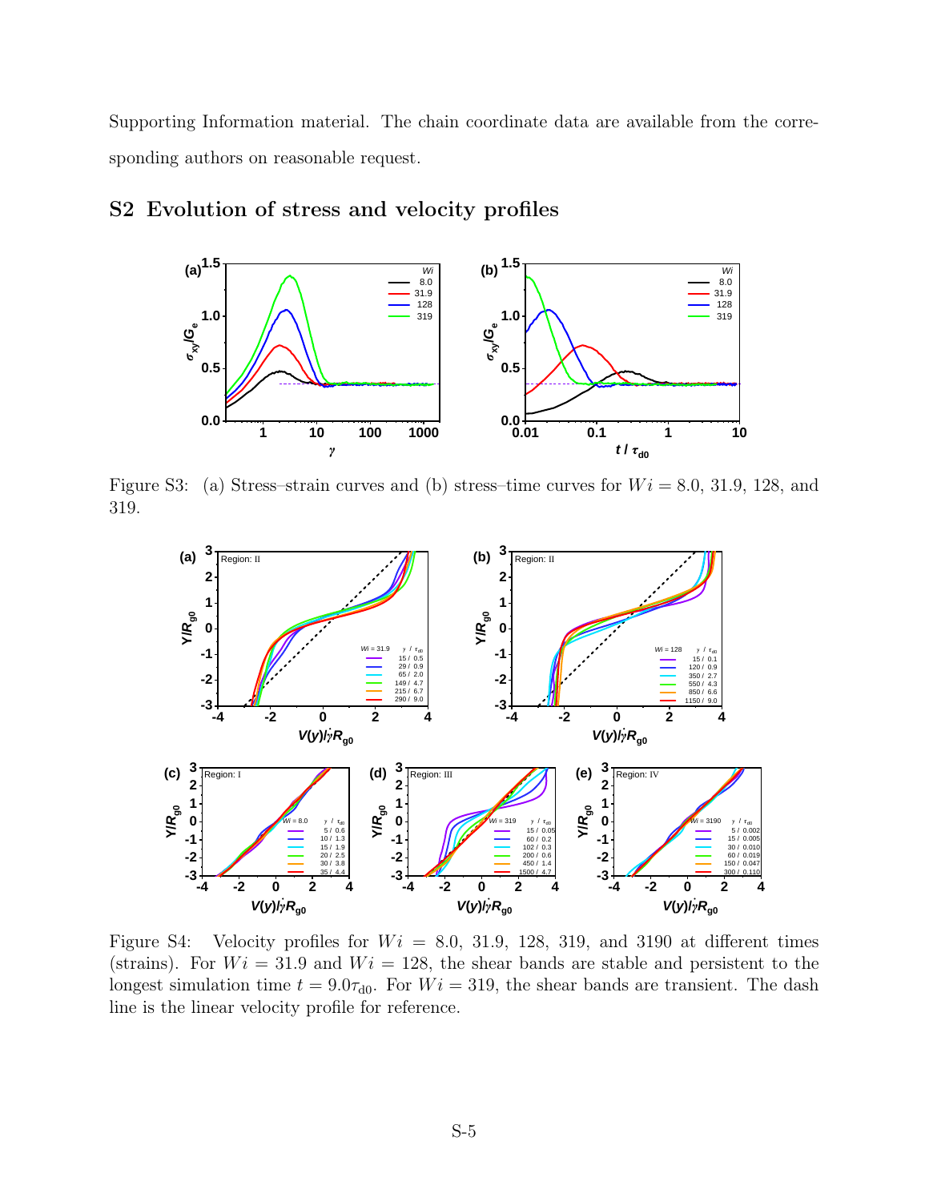Supporting Information material. The chain coordinate data are available from the corresponding authors on reasonable request.

## S2 Evolution of stress and velocity profiles

Figure S3: (a) Stress–strain curves and (b) stress–time curves for $Wi = 8.0$, 31.9, 128, and 319.

Figure S4: Velocity profiles for $Wi = 8.0$, 31.9, 128, 319, and 3190 at different times (strains). For $Wi = 31.9$ and $Wi = 128$, the shear bands are stable and persistent to the longest simulation time $t = 9.0\tau_{d0}$. For $Wi = 319$, the shear bands are transient. The dash line is the linear velocity profile for reference.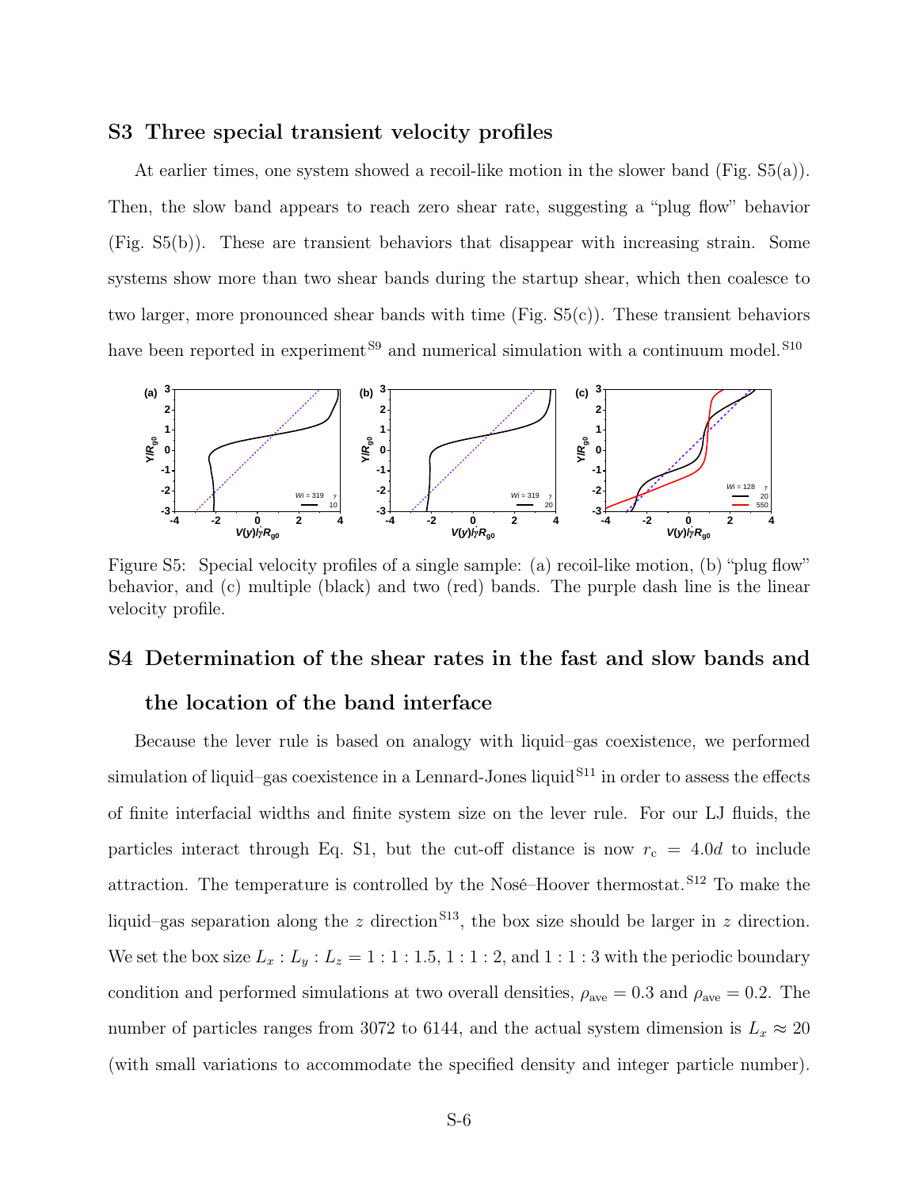## S3 Three special transient velocity profiles

At earlier times, one system showed a recoil-like motion in the slower band (Fig. S5(a)). Then, the slow band appears to reach zero shear rate, suggesting a "plug flow" behavior (Fig. S5(b)). These are transient behaviors that disappear with increasing strain. Some systems show more than two shear bands during the startup shear, which then coalesce to two larger, more pronounced shear bands with time (Fig. S5(c)). These transient behaviors have been reported in experiment[S9] and numerical simulation with a continuum model.[S10]

Figure S5: Special velocity profiles of a single sample: (a) recoil-like motion, (b) "plug flow" behavior, and (c) multiple (black) and two (red) bands. The purple dash line is the linear velocity profile.

## S4 Determination of the shear rates in the fast and slow bands and the location of the band interface

Because the lever rule is based on analogy with liquid–gas coexistence, we performed simulation of liquid–gas coexistence in a Lennard-Jones liquid[S11] in order to assess the effects of finite interfacial widths and finite system size on the lever rule. For our LJ fluids, the particles interact through Eq. S1, but the cut-off distance is now $r_c = 4.0d$ to include attraction. The temperature is controlled by the Nosé–Hoover thermostat.[S12] To make the liquid–gas separation along the $z$ direction[S13], the box size should be larger in $z$ direction. We set the box size $L_x : L_y : L_z = 1:1:1.5$, $1:1:2$, and $1:1:3$ with the periodic boundary condition and performed simulations at two overall densities, $\rho_{\mathrm{ave}} = 0.3$ and $\rho_{\mathrm{ave}} = 0.2$. The number of particles ranges from 3072 to 6144, and the actual system dimension is $L_x \approx 20$ (with small variations to accommodate the specified density and integer particle number).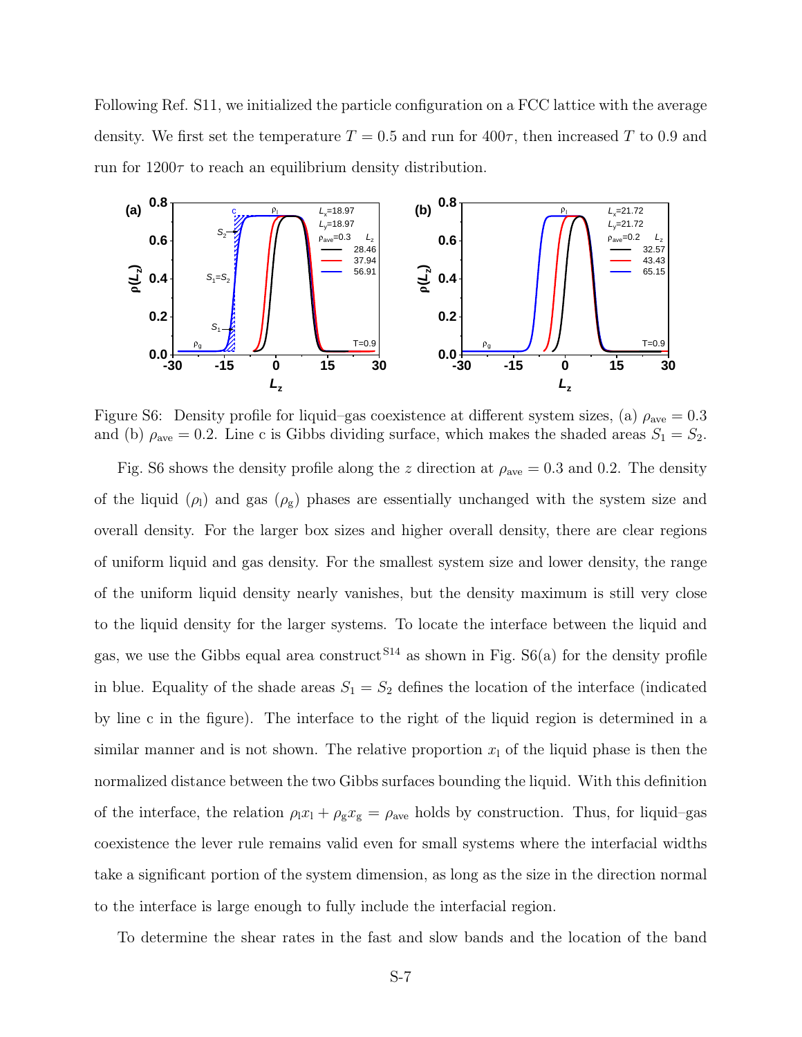Following Ref. S11, we initialized the particle configuration on a FCC lattice with the average density. We first set the temperature $T = 0.5$ and run for $400\tau$, then increased $T$ to 0.9 and run for $1200\tau$ to reach an equilibrium density distribution.

Figure S6: Density profile for liquid–gas coexistence at different system sizes, (a) $\rho_{\mathrm{ave}} = 0.3$ and (b) $\rho_{\mathrm{ave}} = 0.2$. Line c is Gibbs dividing surface, which makes the shaded areas $S_1 = S_2$.

Fig. S6 shows the density profile along the $z$ direction at $\rho_{\mathrm{ave}} = 0.3$ and 0.2. The density of the liquid ($\rho_{\mathrm{l}}$) and gas ($\rho_{\mathrm{g}}$) phases are essentially unchanged with the system size and overall density. For the larger box sizes and higher overall density, there are clear regions of uniform liquid and gas density. For the smallest system size and lower density, the range of the uniform liquid density nearly vanishes, but the density maximum is still very close to the liquid density for the larger systems. To locate the interface between the liquid and gas, we use the Gibbs equal area construct[S14] as shown in Fig. S6(a) for the density profile in blue. Equality of the shade areas $S_1 = S_2$ defines the location of the interface (indicated by line c in the figure). The interface to the right of the liquid region is determined in a similar manner and is not shown. The relative proportion $x_{\mathrm{l}}$ of the liquid phase is then the normalized distance between the two Gibbs surfaces bounding the liquid. With this definition of the interface, the relation $\rho_{\mathrm{l}} x_{\mathrm{l}} + \rho_{\mathrm{g}} x_{\mathrm{g}} = \rho_{\mathrm{ave}}$ holds by construction. Thus, for liquid–gas coexistence the lever rule remains valid even for small systems where the interfacial widths take a significant portion of the system dimension, as long as the size in the direction normal to the interface is large enough to fully include the interfacial region.

To determine the shear rates in the fast and slow bands and the location of the band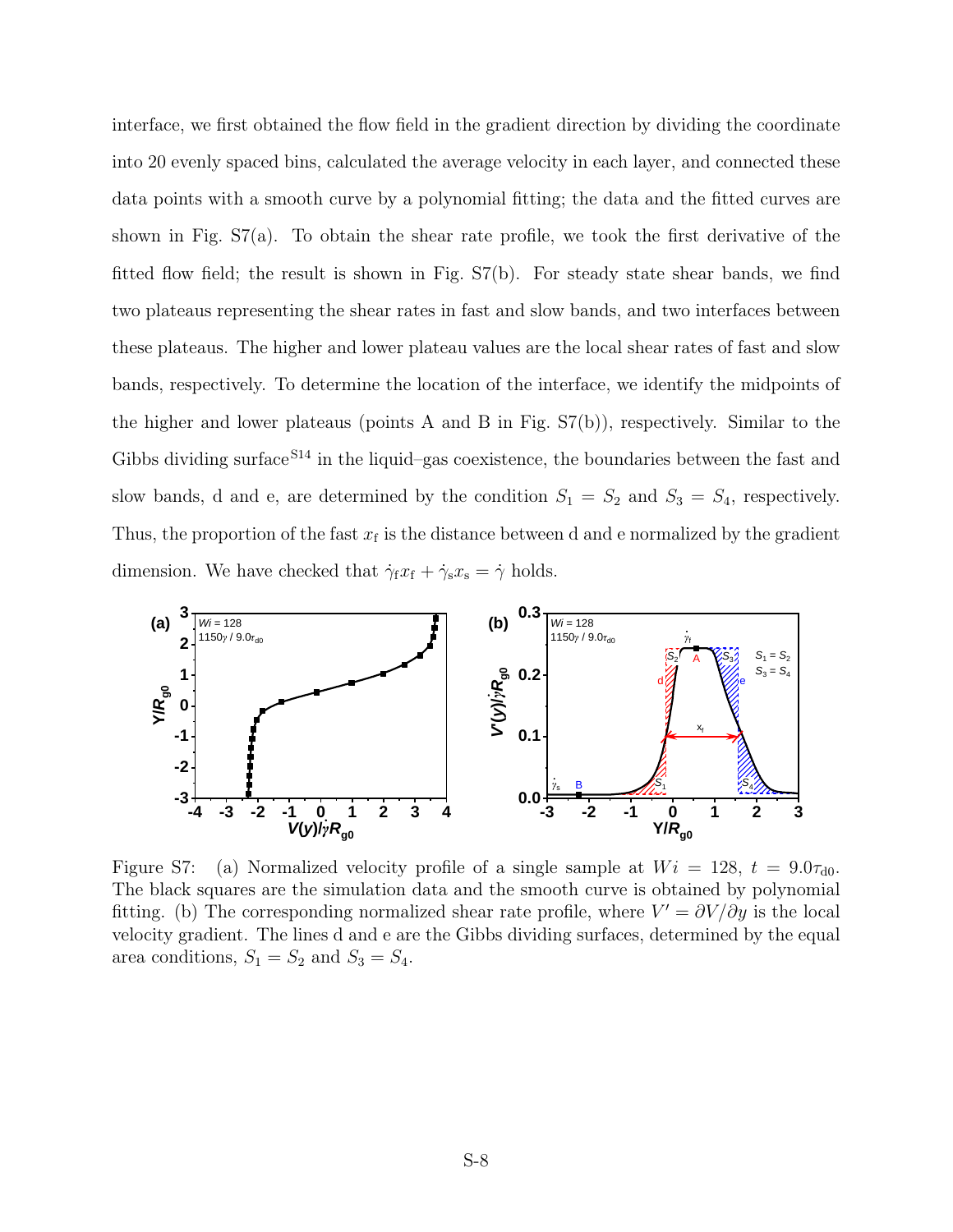interface, we first obtained the flow field in the gradient direction by dividing the coordinate into 20 evenly spaced bins, calculated the average velocity in each layer, and connected these data points with a smooth curve by a polynomial fitting; the data and the fitted curves are shown in Fig. S7(a). To obtain the shear rate profile, we took the first derivative of the fitted flow field; the result is shown in Fig. S7(b). For steady state shear bands, we find two plateaus representing the shear rates in fast and slow bands, and two interfaces between these plateaus. The higher and lower plateau values are the local shear rates of fast and slow bands, respectively. To determine the location of the interface, we identify the midpoints of the higher and lower plateaus (points A and B in Fig. S7(b)), respectively. Similar to the Gibbs dividing surface[S14] in the liquid–gas coexistence, the boundaries between the fast and slow bands, d and e, are determined by the condition $S_1 = S_2$ and $S_3 = S_4$, respectively. Thus, the proportion of the fast $x_\mathrm{f}$ is the distance between d and e normalized by the gradient dimension. We have checked that $\dot{\gamma}_\mathrm{f} x_\mathrm{f} + \dot{\gamma}_\mathrm{s} x_\mathrm{s} = \dot{\gamma}$ holds.

Figure S7: (a) Normalized velocity profile of a single sample at $Wi = 128$, $t = 9.0\tau_{\mathrm{d0}}$. The black squares are the simulation data and the smooth curve is obtained by polynomial fitting. (b) The corresponding normalized shear rate profile, where $V' = \partial V/\partial y$ is the local velocity gradient. The lines d and e are the Gibbs dividing surfaces, determined by the equal area conditions, $S_1 = S_2$ and $S_3 = S_4$.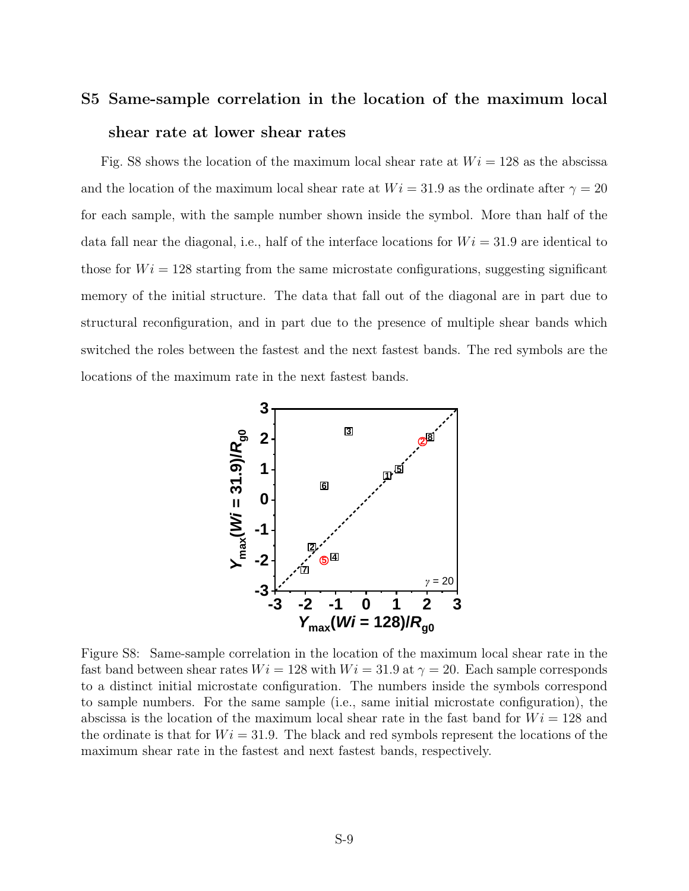## S5 Same-sample correlation in the location of the maximum local shear rate at lower shear rates

Fig. S8 shows the location of the maximum local shear rate at $Wi = 128$ as the abscissa and the location of the maximum local shear rate at $Wi = 31.9$ as the ordinate after $\gamma = 20$ for each sample, with the sample number shown inside the symbol. More than half of the data fall near the diagonal, i.e., half of the interface locations for $Wi = 31.9$ are identical to those for $Wi = 128$ starting from the same microstate configurations, suggesting significant memory of the initial structure. The data that fall out of the diagonal are in part due to structural reconfiguration, and in part due to the presence of multiple shear bands which switched the roles between the fastest and the next fastest bands. The red symbols are the locations of the maximum rate in the next fastest bands.

Figure S8: Same-sample correlation in the location of the maximum local shear rate in the fast band between shear rates $Wi = 128$ with $Wi = 31.9$ at $\gamma = 20$. Each sample corresponds to a distinct initial microstate configuration. The numbers inside the symbols correspond to sample numbers. For the same sample (i.e., same initial microstate configuration), the abscissa is the location of the maximum local shear rate in the fast band for $Wi = 128$ and the ordinate is that for $Wi = 31.9$. The black and red symbols represent the locations of the maximum shear rate in the fastest and next fastest bands, respectively.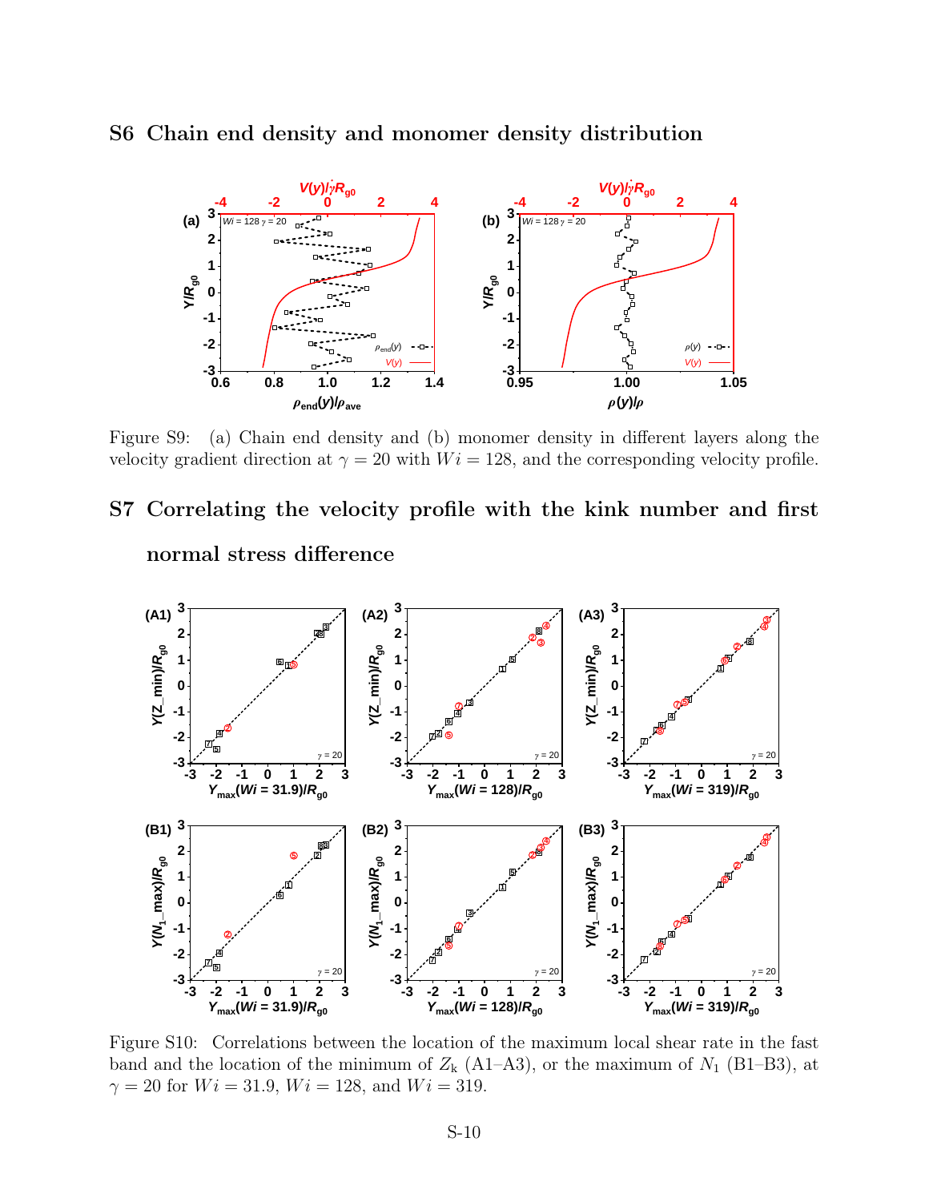## S6 Chain end density and monomer density distribution

Figure S9: (a) Chain end density and (b) monomer density in different layers along the velocity gradient direction at $\gamma = 20$ with $Wi = 128$, and the corresponding velocity profile.

## S7 Correlating the velocity profile with the kink number and first normal stress difference

Figure S10: Correlations between the location of the maximum local shear rate in the fast band and the location of the minimum of $Z_k$ (A1–A3), or the maximum of $N_1$ (B1–B3), at $\gamma = 20$ for $Wi = 31.9$, $Wi = 128$, and $Wi = 319$.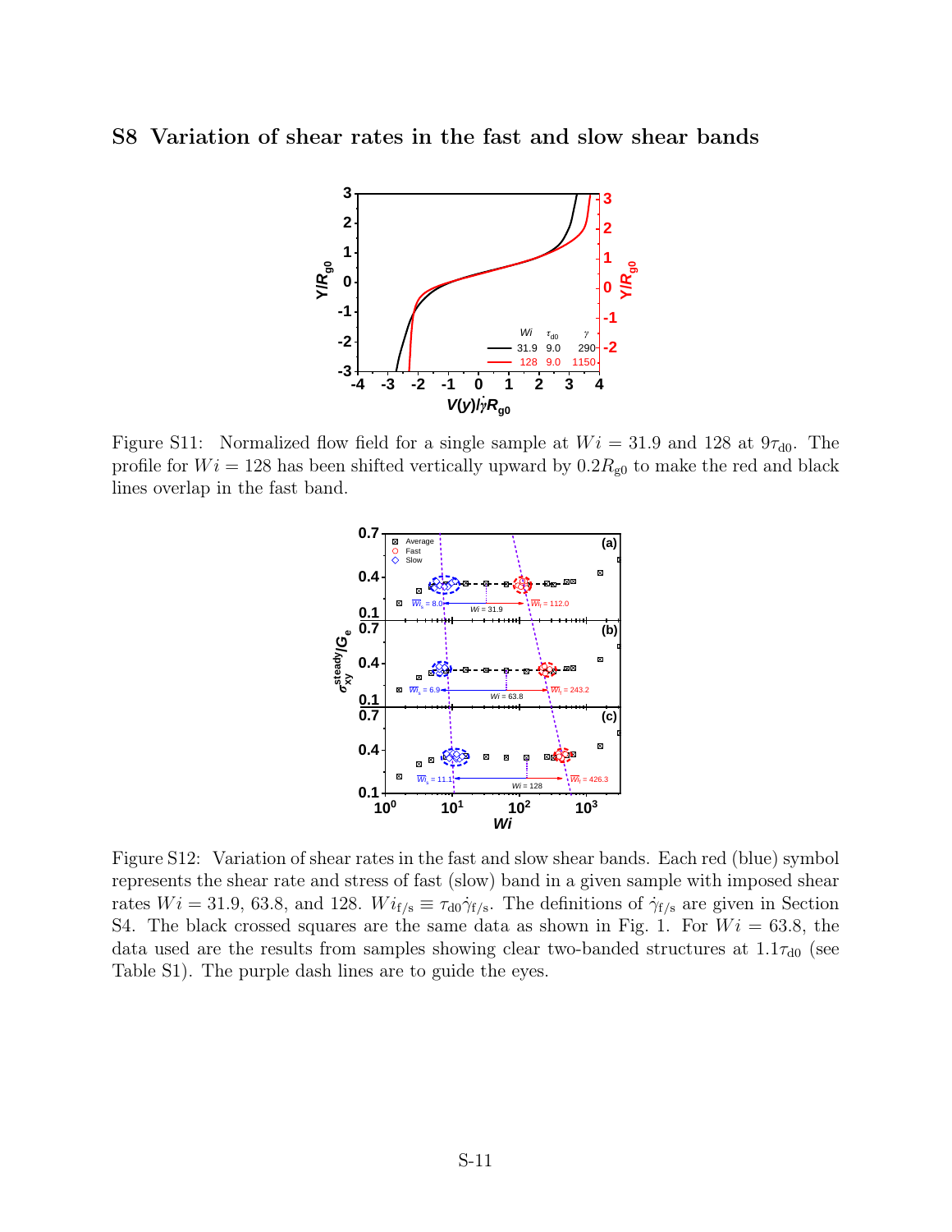## S8 Variation of shear rates in the fast and slow shear bands

Figure S11: Normalized flow field for a single sample at $Wi = 31.9$ and 128 at $9\tau_{d0}$. The profile for $Wi = 128$ has been shifted vertically upward by $0.2R_{g0}$ to make the red and black lines overlap in the fast band.

Figure S12: Variation of shear rates in the fast and slow shear bands. Each red (blue) symbol represents the shear rate and stress of fast (slow) band in a given sample with imposed shear rates $Wi = 31.9$, 63.8, and 128. $Wi_{f/s} \equiv \tau_{d0}\dot{\gamma}_{f/s}$. The definitions of $\dot{\gamma}_{f/s}$ are given in Section S4. The black crossed squares are the same data as shown in Fig. 1. For $Wi = 63.8$, the data used are the results from samples showing clear two-banded structures at $1.1\tau_{d0}$ (see Table S1). The purple dash lines are to guide the eyes.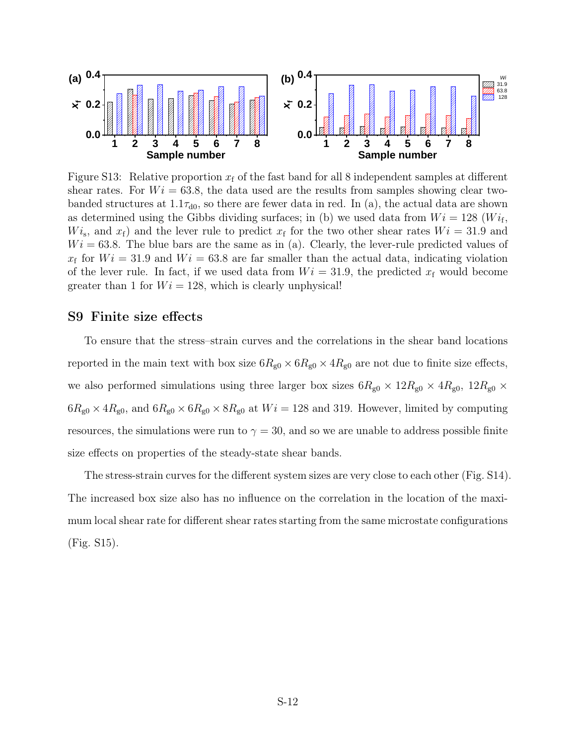Figure S13: Relative proportion $x_\mathrm{f}$ of the fast band for all 8 independent samples at different shear rates. For $Wi = 63.8$, the data used are the results from samples showing clear two-banded structures at $1.1\tau_{\mathrm{d0}}$, so there are fewer data in red. In (a), the actual data are shown as determined using the Gibbs dividing surfaces; in (b) we used data from $Wi = 128$ ($Wi_\mathrm{f}$, $Wi_\mathrm{s}$, and $x_\mathrm{f}$) and the lever rule to predict $x_\mathrm{f}$ for the two other shear rates $Wi = 31.9$ and $Wi = 63.8$. The blue bars are the same as in (a). Clearly, the lever-rule predicted values of $x_\mathrm{f}$ for $Wi = 31.9$ and $Wi = 63.8$ are far smaller than the actual data, indicating violation of the lever rule. In fact, if we used data from $Wi = 31.9$, the predicted $x_\mathrm{f}$ would become greater than 1 for $Wi = 128$, which is clearly unphysical!

## S9 Finite size effects

To ensure that the stress–strain curves and the correlations in the shear band locations reported in the main text with box size $6R_{\mathrm{g0}} \times 6R_{\mathrm{g0}} \times 4R_{\mathrm{g0}}$ are not due to finite size effects, we also performed simulations using three larger box sizes $6R_{\mathrm{g0}} \times 12R_{\mathrm{g0}} \times 4R_{\mathrm{g0}}$, $12R_{\mathrm{g0}} \times 6R_{\mathrm{g0}} \times 4R_{\mathrm{g0}}$, and $6R_{\mathrm{g0}} \times 6R_{\mathrm{g0}} \times 8R_{\mathrm{g0}}$ at $Wi = 128$ and 319. However, limited by computing resources, the simulations were run to $\gamma = 30$, and so we are unable to address possible finite size effects on properties of the steady-state shear bands.

The stress-strain curves for the different system sizes are very close to each other (Fig. S14). The increased box size also has no influence on the correlation in the location of the maximum local shear rate for different shear rates starting from the same microstate configurations (Fig. S15).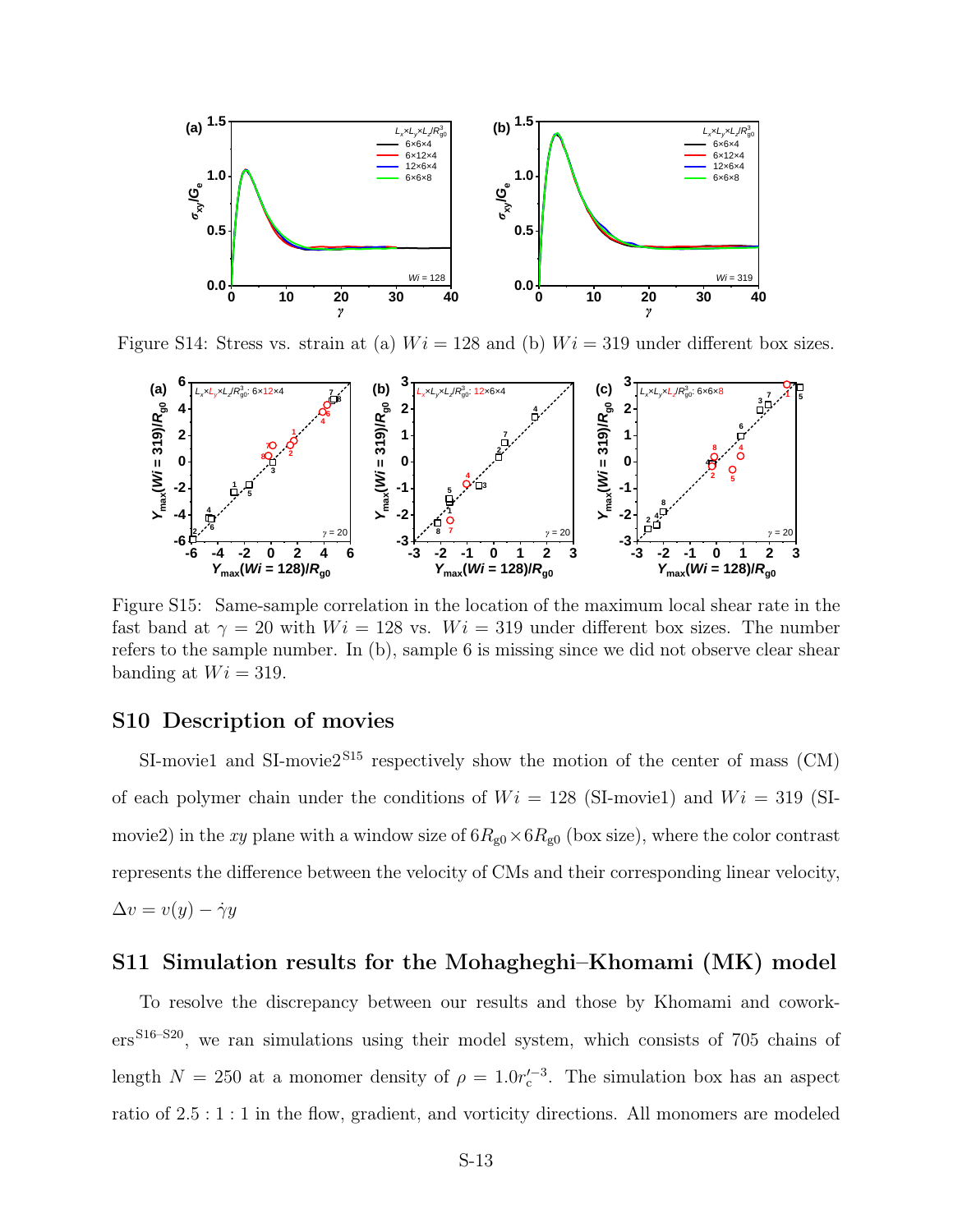Figure S14: Stress vs. strain at (a) $Wi = 128$ and (b) $Wi = 319$ under different box sizes.

Figure S15: Same-sample correlation in the location of the maximum local shear rate in the fast band at $\gamma = 20$ with $Wi = 128$ vs. $Wi = 319$ under different box sizes. The number refers to the sample number. In (b), sample 6 is missing since we did not observe clear shear banding at $Wi = 319$.

## S10 Description of movies

SI-movie1 and SI-movie2[S15] respectively show the motion of the center of mass (CM) of each polymer chain under the conditions of $Wi = 128$ (SI-movie1) and $Wi = 319$ (SI-movie2) in the $xy$ plane with a window size of $6R_{g0} \times 6R_{g0}$ (box size), where the color contrast represents the difference between the velocity of CMs and their corresponding linear velocity, $\Delta v = v(y) - \dot{\gamma} y$

## S11 Simulation results for the Mohagheghi–Khomami (MK) model

To resolve the discrepancy between our results and those by Khomami and coworkers[S16–S20], we ran simulations using their model system, which consists of 705 chains of length $N = 250$ at a monomer density of $\rho = 1.0 r_c'^{-3}$. The simulation box has an aspect ratio of $2.5 : 1 : 1$ in the flow, gradient, and vorticity directions. All monomers are modeled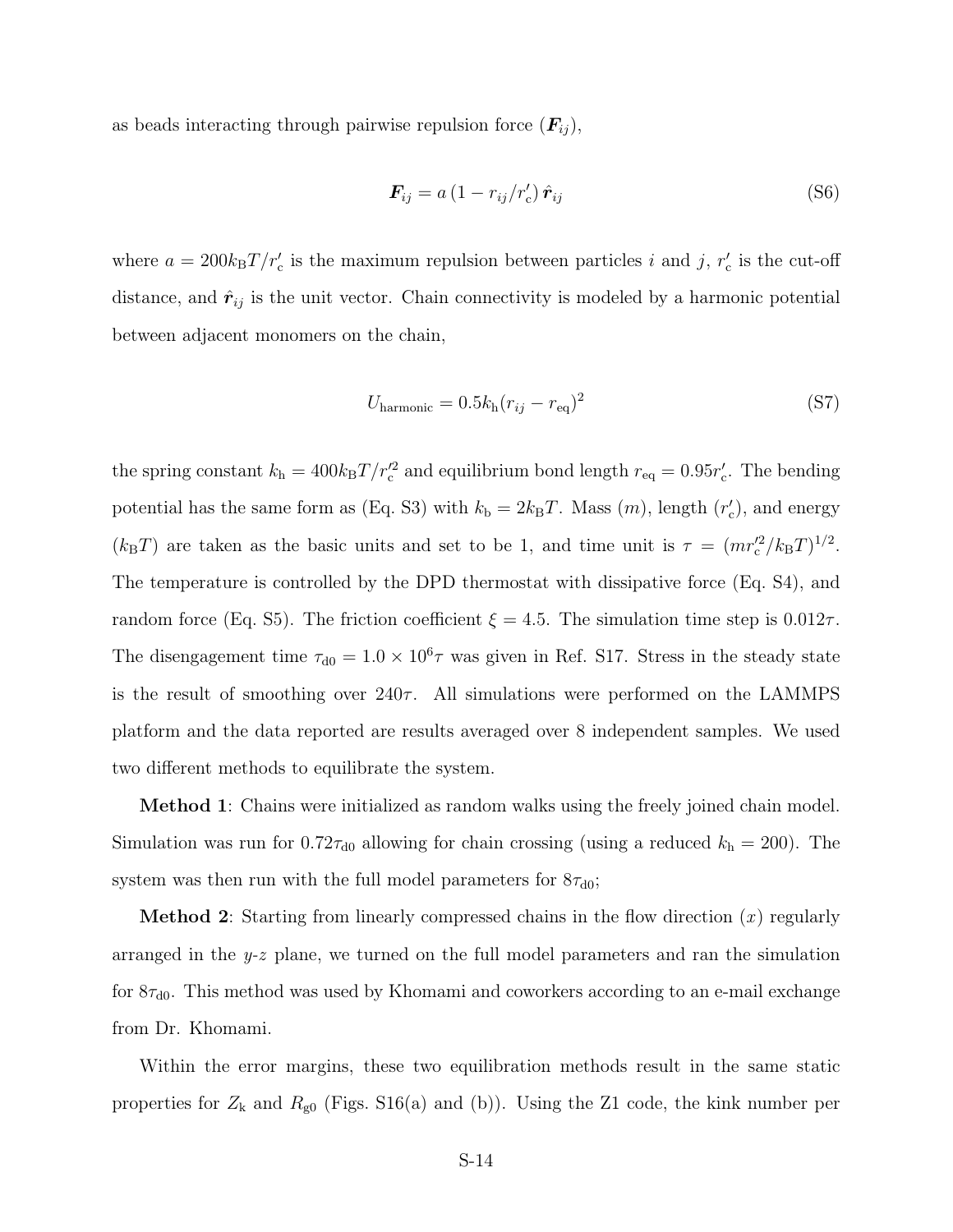as beads interacting through pairwise repulsion force ($\boldsymbol{F}_{ij}$),

$$\boldsymbol{F}_{ij} = a\left(1 - r_{ij}/r_{\mathrm{c}}'\right)\hat{\boldsymbol{r}}_{ij} \tag{S6}$$

where $a = 200k_{\mathrm{B}}T/r_{\mathrm{c}}'$ is the maximum repulsion between particles $i$ and $j$, $r_{\mathrm{c}}'$ is the cut-off distance, and $\hat{\boldsymbol{r}}_{ij}$ is the unit vector. Chain connectivity is modeled by a harmonic potential between adjacent monomers on the chain,

$$U_{\mathrm{harmonic}} = 0.5k_{\mathrm{h}}(r_{ij} - r_{\mathrm{eq}})^2 \tag{S7}$$

the spring constant $k_{\mathrm{h}} = 400k_{\mathrm{B}}T/r_{\mathrm{c}}'^2$ and equilibrium bond length $r_{\mathrm{eq}} = 0.95r_{\mathrm{c}}'$. The bending potential has the same form as (Eq. S3) with $k_{\mathrm{b}} = 2k_{\mathrm{B}}T$. Mass ($m$), length ($r_{\mathrm{c}}'$), and energy ($k_{\mathrm{B}}T$) are taken as the basic units and set to be 1, and time unit is $\tau = (mr_{\mathrm{c}}'^2/k_{\mathrm{B}}T)^{1/2}$. The temperature is controlled by the DPD thermostat with dissipative force (Eq. S4), and random force (Eq. S5). The friction coefficient $\xi = 4.5$. The simulation time step is $0.012\tau$. The disengagement time $\tau_{\mathrm{d0}} = 1.0 \times 10^6\tau$ was given in Ref. S17. Stress in the steady state is the result of smoothing over $240\tau$. All simulations were performed on the LAMMPS platform and the data reported are results averaged over 8 independent samples. We used two different methods to equilibrate the system.

**Method 1**: Chains were initialized as random walks using the freely joined chain model. Simulation was run for $0.72\tau_{\mathrm{d0}}$ allowing for chain crossing (using a reduced $k_{\mathrm{h}} = 200$). The system was then run with the full model parameters for $8\tau_{\mathrm{d0}}$;

**Method 2**: Starting from linearly compressed chains in the flow direction ($x$) regularly arranged in the $y$-$z$ plane, we turned on the full model parameters and ran the simulation for $8\tau_{\mathrm{d0}}$. This method was used by Khomami and coworkers according to an e-mail exchange from Dr. Khomami.

Within the error margins, these two equilibration methods result in the same static properties for $Z_{\mathrm{k}}$ and $R_{\mathrm{g0}}$ (Figs. S16(a) and (b)). Using the Z1 code, the kink number per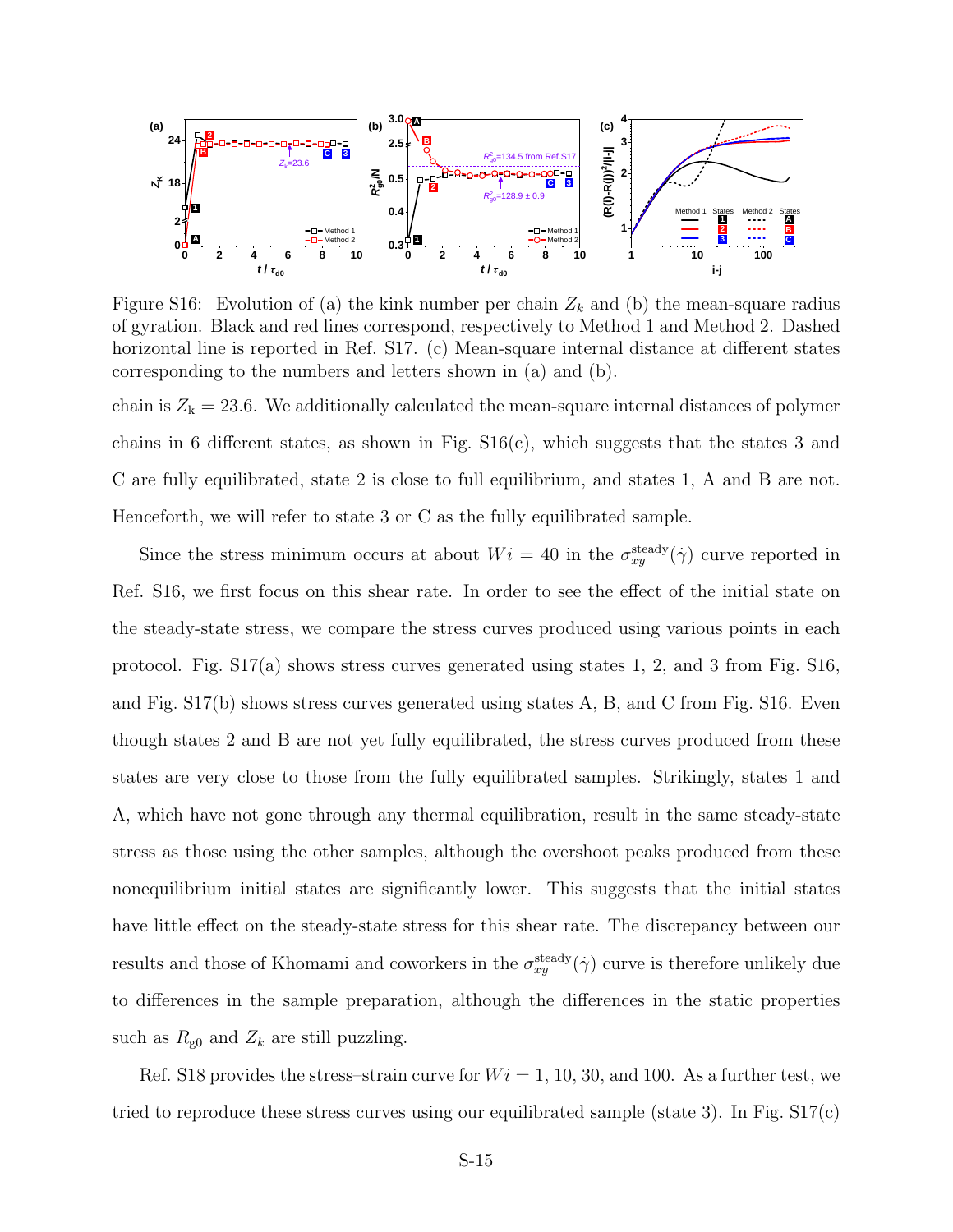Figure S16: Evolution of (a) the kink number per chain $Z_k$ and (b) the mean-square radius of gyration. Black and red lines correspond, respectively to Method 1 and Method 2. Dashed horizontal line is reported in Ref. S17. (c) Mean-square internal distance at different states corresponding to the numbers and letters shown in (a) and (b).

chain is $Z_\mathrm{k} = 23.6$. We additionally calculated the mean-square internal distances of polymer chains in 6 different states, as shown in Fig. S16(c), which suggests that the states 3 and C are fully equilibrated, state 2 is close to full equilibrium, and states 1, A and B are not. Henceforth, we will refer to state 3 or C as the fully equilibrated sample.

Since the stress minimum occurs at about $Wi = 40$ in the $\sigma_{xy}^{\mathrm{steady}}(\dot{\gamma})$ curve reported in Ref. S16, we first focus on this shear rate. In order to see the effect of the initial state on the steady-state stress, we compare the stress curves produced using various points in each protocol. Fig. S17(a) shows stress curves generated using states 1, 2, and 3 from Fig. S16, and Fig. S17(b) shows stress curves generated using states A, B, and C from Fig. S16. Even though states 2 and B are not yet fully equilibrated, the stress curves produced from these states are very close to those from the fully equilibrated samples. Strikingly, states 1 and A, which have not gone through any thermal equilibration, result in the same steady-state stress as those using the other samples, although the overshoot peaks produced from these nonequilibrium initial states are significantly lower. This suggests that the initial states have little effect on the steady-state stress for this shear rate. The discrepancy between our results and those of Khomami and coworkers in the $\sigma_{xy}^{\mathrm{steady}}(\dot{\gamma})$ curve is therefore unlikely due to differences in the sample preparation, although the differences in the static properties such as $R_{\mathrm{g0}}$ and $Z_k$ are still puzzling.

Ref. S18 provides the stress–strain curve for $Wi = 1$, 10, 30, and 100. As a further test, we tried to reproduce these stress curves using our equilibrated sample (state 3). In Fig. S17(c)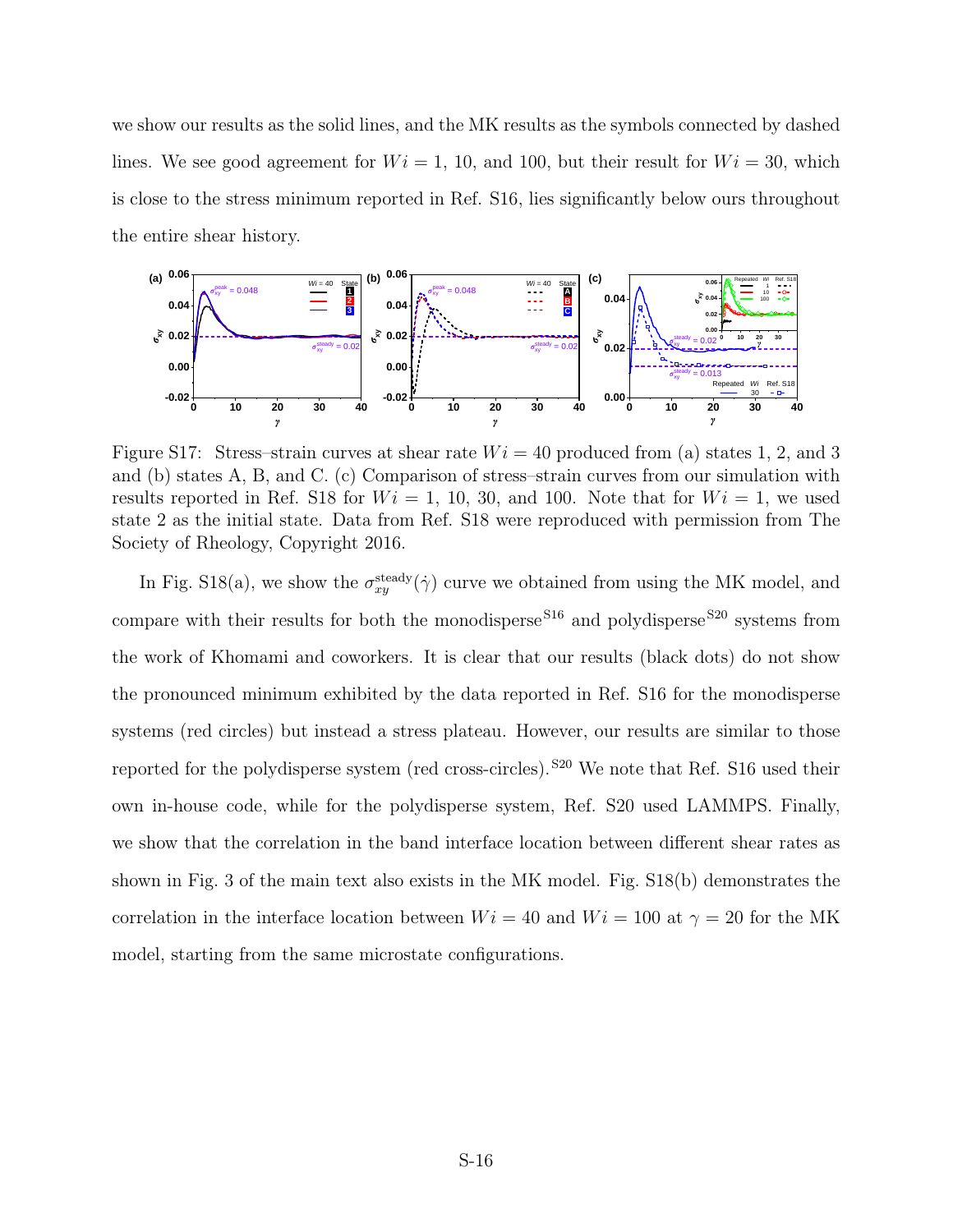we show our results as the solid lines, and the MK results as the symbols connected by dashed lines. We see good agreement for $Wi = 1$, 10, and 100, but their result for $Wi = 30$, which is close to the stress minimum reported in Ref. S16, lies significantly below ours throughout the entire shear history.

Figure S17: Stress–strain curves at shear rate $Wi = 40$ produced from (a) states 1, 2, and 3 and (b) states A, B, and C. (c) Comparison of stress–strain curves from our simulation with results reported in Ref. S18 for $Wi = 1$, 10, 30, and 100. Note that for $Wi = 1$, we used state 2 as the initial state. Data from Ref. S18 were reproduced with permission from The Society of Rheology, Copyright 2016.

In Fig. S18(a), we show the $\sigma_{xy}^{\text{steady}}(\dot{\gamma})$ curve we obtained from using the MK model, and compare with their results for both the monodisperse[S16] and polydisperse[S20] systems from the work of Khomami and coworkers. It is clear that our results (black dots) do not show the pronounced minimum exhibited by the data reported in Ref. S16 for the monodisperse systems (red circles) but instead a stress plateau. However, our results are similar to those reported for the polydisperse system (red cross-circles).[S20] We note that Ref. S16 used their own in-house code, while for the polydisperse system, Ref. S20 used LAMMPS. Finally, we show that the correlation in the band interface location between different shear rates as shown in Fig. 3 of the main text also exists in the MK model. Fig. S18(b) demonstrates the correlation in the interface location between $Wi = 40$ and $Wi = 100$ at $\gamma = 20$ for the MK model, starting from the same microstate configurations.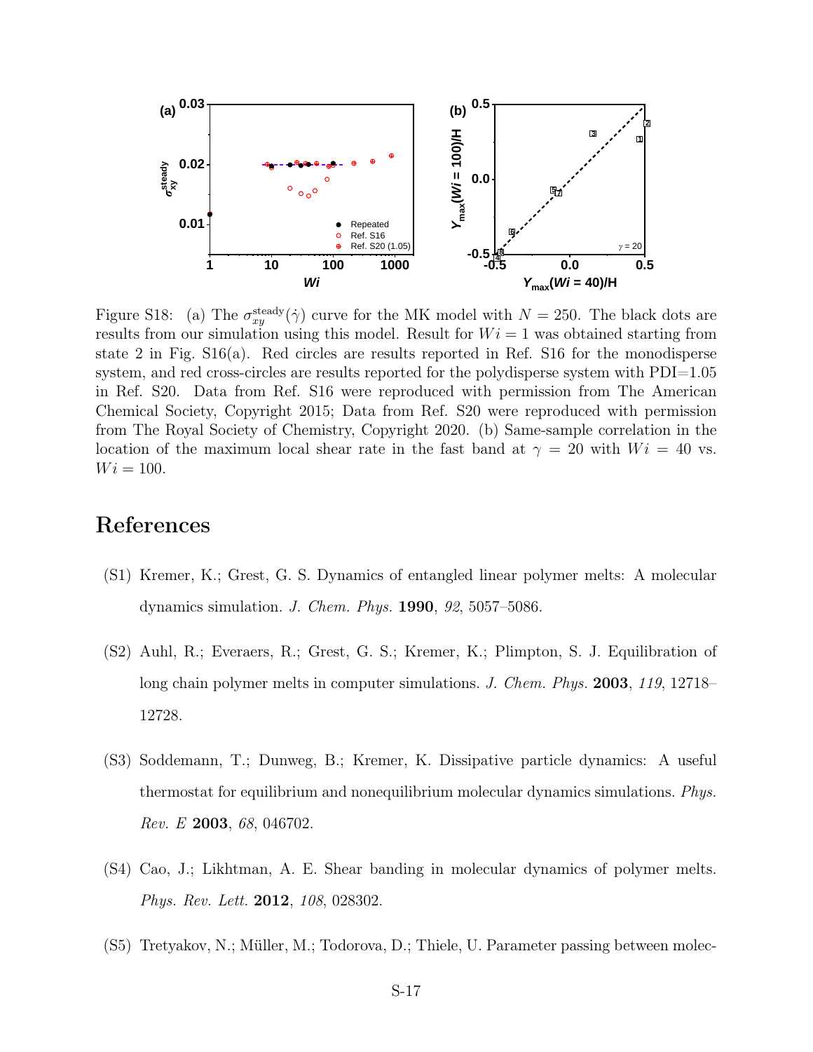Figure S18: (a) The $\sigma_{xy}^{\text{steady}}(\dot{\gamma})$ curve for the MK model with $N = 250$. The black dots are results from our simulation using this model. Result for $Wi = 1$ was obtained starting from state 2 in Fig. S16(a). Red circles are results reported in Ref. S16 for the monodisperse system, and red cross-circles are results reported for the polydisperse system with PDI=1.05 in Ref. S20. Data from Ref. S16 were reproduced with permission from The American Chemical Society, Copyright 2015; Data from Ref. S20 were reproduced with permission from The Royal Society of Chemistry, Copyright 2020. (b) Same-sample correlation in the location of the maximum local shear rate in the fast band at $\gamma = 20$ with $Wi = 40$ vs. $Wi = 100$.

# References

(S1) Kremer, K.; Grest, G. S. Dynamics of entangled linear polymer melts: A molecular dynamics simulation. *J. Chem. Phys.* **1990**, *92*, 5057–5086.

(S2) Auhl, R.; Everaers, R.; Grest, G. S.; Kremer, K.; Plimpton, S. J. Equilibration of long chain polymer melts in computer simulations. *J. Chem. Phys.* **2003**, *119*, 12718–12728.

(S3) Soddemann, T.; Dunweg, B.; Kremer, K. Dissipative particle dynamics: A useful thermostat for equilibrium and nonequilibrium molecular dynamics simulations. *Phys. Rev. E* **2003**, *68*, 046702.

(S4) Cao, J.; Likhtman, A. E. Shear banding in molecular dynamics of polymer melts. *Phys. Rev. Lett.* **2012**, *108*, 028302.

(S5) Tretyakov, N.; Müller, M.; Todorova, D.; Thiele, U. Parameter passing between molec-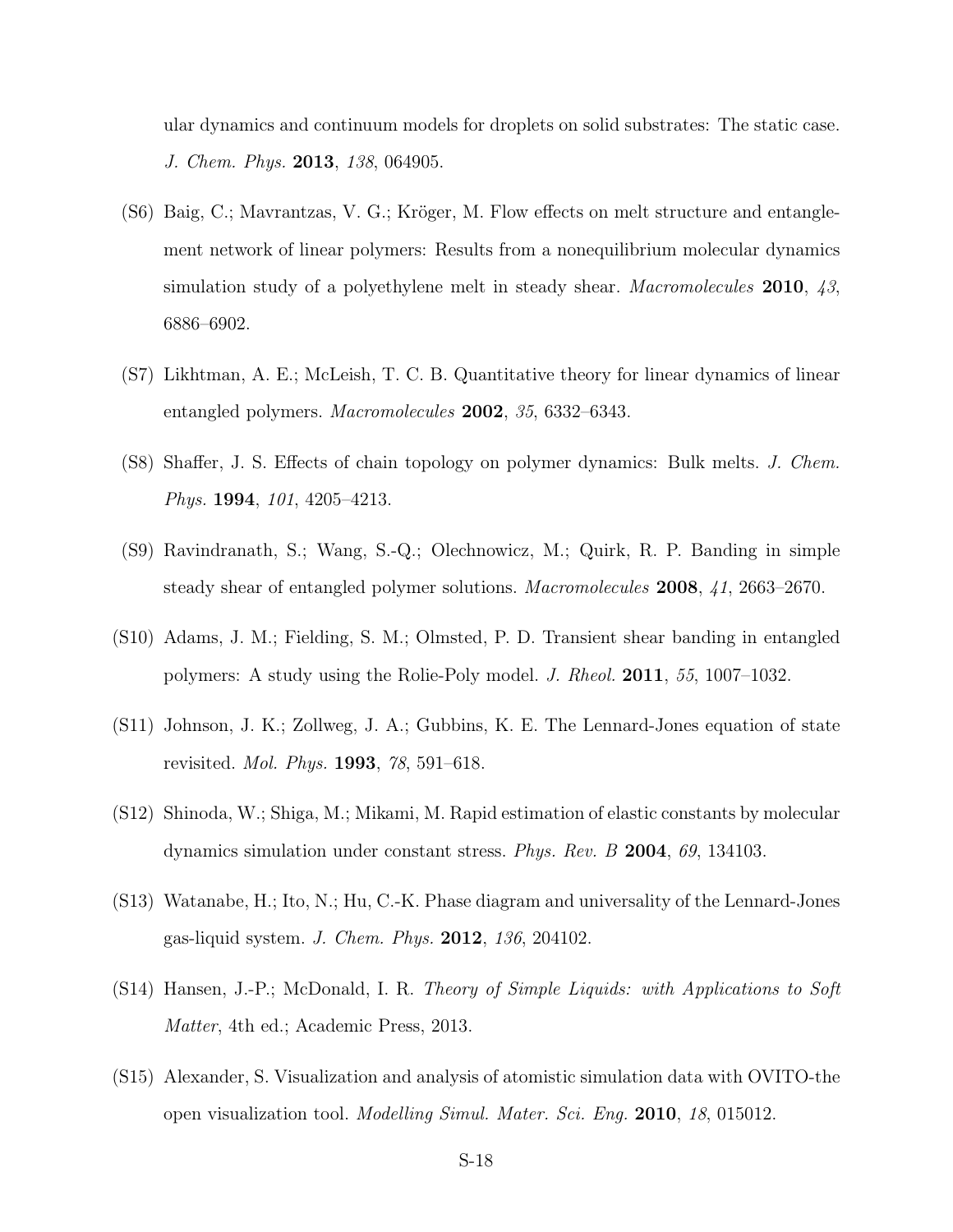ular dynamics and continuum models for droplets on solid substrates: The static case. *J. Chem. Phys.* **2013**, *138*, 064905.

(S6) Baig, C.; Mavrantzas, V. G.; Kröger, M. Flow effects on melt structure and entanglement network of linear polymers: Results from a nonequilibrium molecular dynamics simulation study of a polyethylene melt in steady shear. *Macromolecules* **2010**, *43*, 6886–6902.

(S7) Likhtman, A. E.; McLeish, T. C. B. Quantitative theory for linear dynamics of linear entangled polymers. *Macromolecules* **2002**, *35*, 6332–6343.

(S8) Shaffer, J. S. Effects of chain topology on polymer dynamics: Bulk melts. *J. Chem. Phys.* **1994**, *101*, 4205–4213.

(S9) Ravindranath, S.; Wang, S.-Q.; Olechnowicz, M.; Quirk, R. P. Banding in simple steady shear of entangled polymer solutions. *Macromolecules* **2008**, *41*, 2663–2670.

(S10) Adams, J. M.; Fielding, S. M.; Olmsted, P. D. Transient shear banding in entangled polymers: A study using the Rolie-Poly model. *J. Rheol.* **2011**, *55*, 1007–1032.

(S11) Johnson, J. K.; Zollweg, J. A.; Gubbins, K. E. The Lennard-Jones equation of state revisited. *Mol. Phys.* **1993**, *78*, 591–618.

(S12) Shinoda, W.; Shiga, M.; Mikami, M. Rapid estimation of elastic constants by molecular dynamics simulation under constant stress. *Phys. Rev. B* **2004**, *69*, 134103.

(S13) Watanabe, H.; Ito, N.; Hu, C.-K. Phase diagram and universality of the Lennard-Jones gas-liquid system. *J. Chem. Phys.* **2012**, *136*, 204102.

(S14) Hansen, J.-P.; McDonald, I. R. *Theory of Simple Liquids: with Applications to Soft Matter*, 4th ed.; Academic Press, 2013.

(S15) Alexander, S. Visualization and analysis of atomistic simulation data with OVITO-the open visualization tool. *Modelling Simul. Mater. Sci. Eng.* **2010**, *18*, 015012.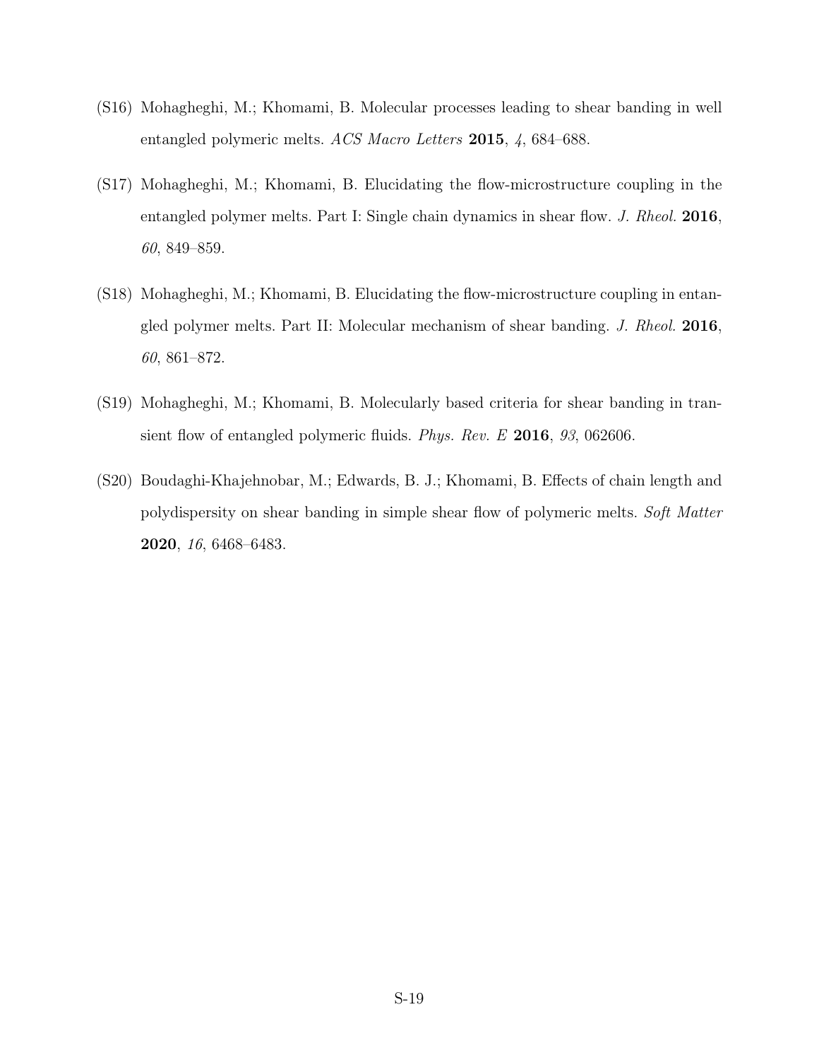(S16) Mohagheghi, M.; Khomami, B. Molecular processes leading to shear banding in well entangled polymeric melts. *ACS Macro Letters* **2015**, *4*, 684–688.

(S17) Mohagheghi, M.; Khomami, B. Elucidating the flow-microstructure coupling in the entangled polymer melts. Part I: Single chain dynamics in shear flow. *J. Rheol.* **2016**, *60*, 849–859.

(S18) Mohagheghi, M.; Khomami, B. Elucidating the flow-microstructure coupling in entangled polymer melts. Part II: Molecular mechanism of shear banding. *J. Rheol.* **2016**, *60*, 861–872.

(S19) Mohagheghi, M.; Khomami, B. Molecularly based criteria for shear banding in transient flow of entangled polymeric fluids. *Phys. Rev. E* **2016**, *93*, 062606.

(S20) Boudaghi-Khajehnobar, M.; Edwards, B. J.; Khomami, B. Effects of chain length and polydispersity on shear banding in simple shear flow of polymeric melts. *Soft Matter* **2020**, *16*, 6468–6483.